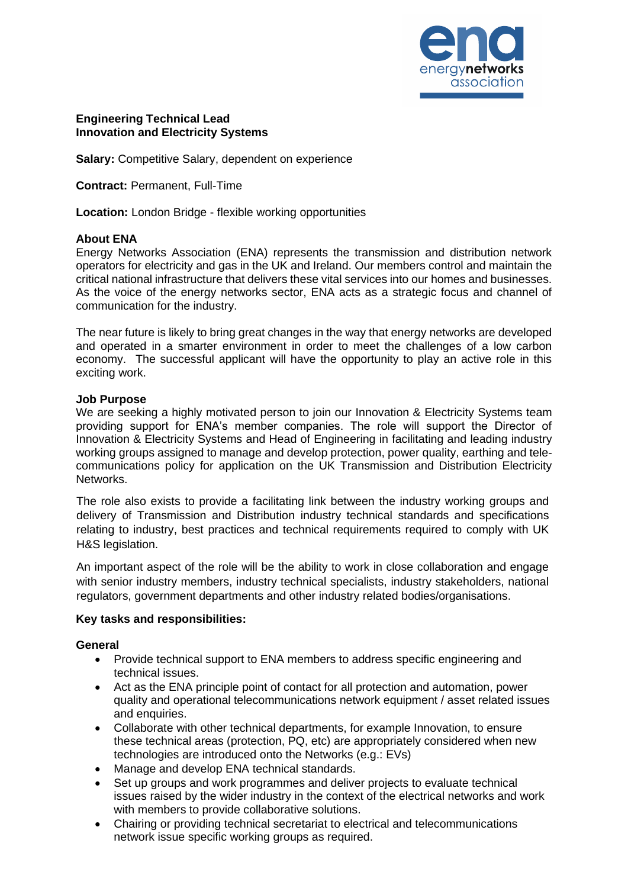**Engineering Technical Lead**
**Innovation and Electricity Systems**

**Salary:** Competitive Salary, dependent on experience

**Contract:** Permanent, Full-Time

**Location:** London Bridge - flexible working opportunities

**About ENA**

Energy Networks Association (ENA) represents the transmission and distribution network operators for electricity and gas in the UK and Ireland. Our members control and maintain the critical national infrastructure that delivers these vital services into our homes and businesses. As the voice of the energy networks sector, ENA acts as a strategic focus and channel of communication for the industry.

The near future is likely to bring great changes in the way that energy networks are developed and operated in a smarter environment in order to meet the challenges of a low carbon economy. The successful applicant will have the opportunity to play an active role in this exciting work.

**Job Purpose**

We are seeking a highly motivated person to join our Innovation & Electricity Systems team providing support for ENA's member companies. The role will support the Director of Innovation & Electricity Systems and Head of Engineering in facilitating and leading industry working groups assigned to manage and develop protection, power quality, earthing and tele-communications policy for application on the UK Transmission and Distribution Electricity Networks.

The role also exists to provide a facilitating link between the industry working groups and delivery of Transmission and Distribution industry technical standards and specifications relating to industry, best practices and technical requirements required to comply with UK H&S legislation.

An important aspect of the role will be the ability to work in close collaboration and engage with senior industry members, industry technical specialists, industry stakeholders, national regulators, government departments and other industry related bodies/organisations.

**Key tasks and responsibilities:**

**General**

- Provide technical support to ENA members to address specific engineering and technical issues.
- Act as the ENA principle point of contact for all protection and automation, power quality and operational telecommunications network equipment / asset related issues and enquiries.
- Collaborate with other technical departments, for example Innovation, to ensure these technical areas (protection, PQ, etc) are appropriately considered when new technologies are introduced onto the Networks (e.g.: EVs)
- Manage and develop ENA technical standards.
- Set up groups and work programmes and deliver projects to evaluate technical issues raised by the wider industry in the context of the electrical networks and work with members to provide collaborative solutions.
- Chairing or providing technical secretariat to electrical and telecommunications network issue specific working groups as required.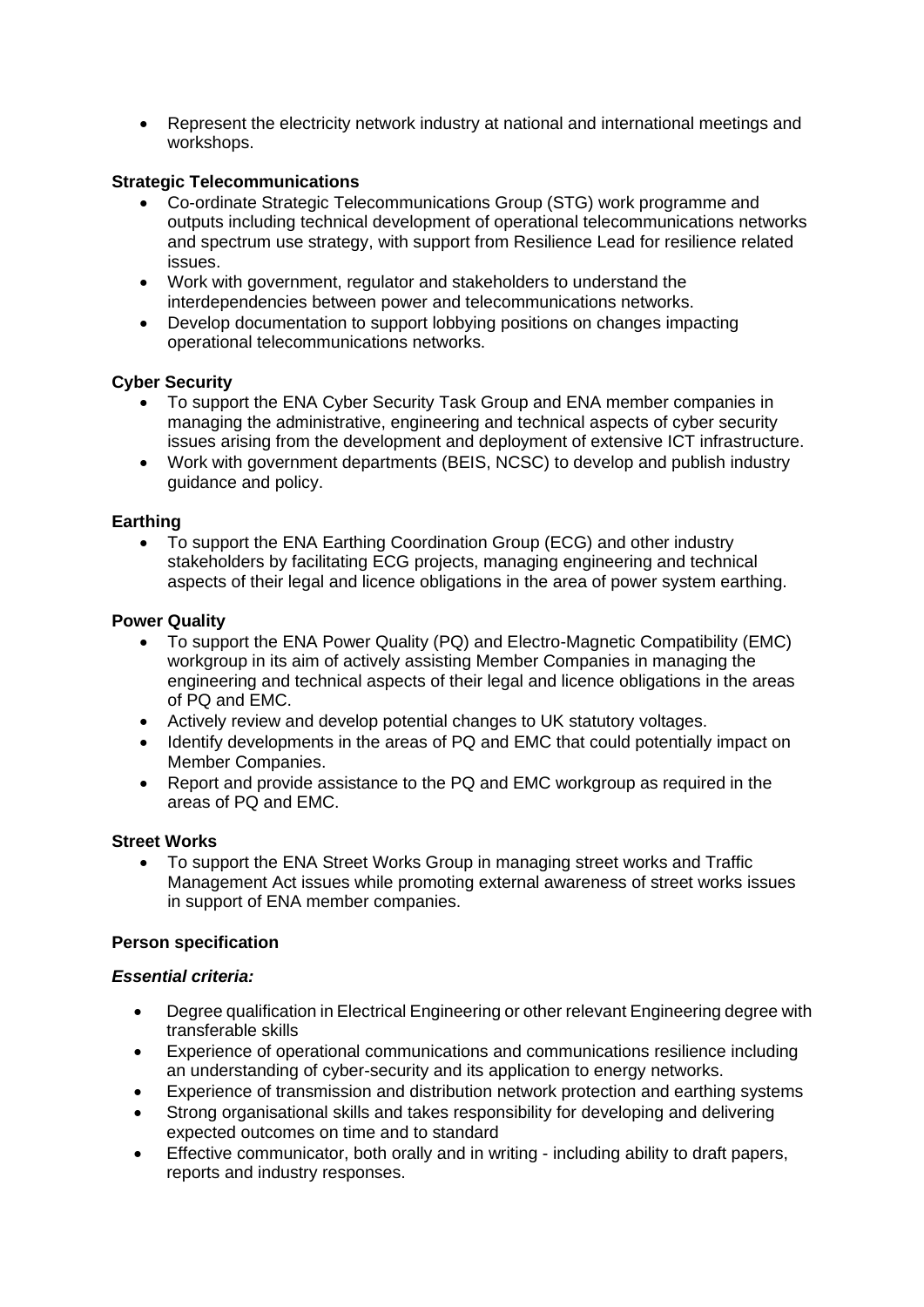- Represent the electricity network industry at national and international meetings and workshops.

**Strategic Telecommunications**

- Co-ordinate Strategic Telecommunications Group (STG) work programme and outputs including technical development of operational telecommunications networks and spectrum use strategy, with support from Resilience Lead for resilience related issues.
- Work with government, regulator and stakeholders to understand the interdependencies between power and telecommunications networks.
- Develop documentation to support lobbying positions on changes impacting operational telecommunications networks.

**Cyber Security**

- To support the ENA Cyber Security Task Group and ENA member companies in managing the administrative, engineering and technical aspects of cyber security issues arising from the development and deployment of extensive ICT infrastructure.
- Work with government departments (BEIS, NCSC) to develop and publish industry guidance and policy.

**Earthing**

- To support the ENA Earthing Coordination Group (ECG) and other industry stakeholders by facilitating ECG projects, managing engineering and technical aspects of their legal and licence obligations in the area of power system earthing.

**Power Quality**

- To support the ENA Power Quality (PQ) and Electro-Magnetic Compatibility (EMC) workgroup in its aim of actively assisting Member Companies in managing the engineering and technical aspects of their legal and licence obligations in the areas of PQ and EMC.
- Actively review and develop potential changes to UK statutory voltages.
- Identify developments in the areas of PQ and EMC that could potentially impact on Member Companies.
- Report and provide assistance to the PQ and EMC workgroup as required in the areas of PQ and EMC.

**Street Works**

- To support the ENA Street Works Group in managing street works and Traffic Management Act issues while promoting external awareness of street works issues in support of ENA member companies.

**Person specification**

***Essential criteria:***

- Degree qualification in Electrical Engineering or other relevant Engineering degree with transferable skills
- Experience of operational communications and communications resilience including an understanding of cyber-security and its application to energy networks.
- Experience of transmission and distribution network protection and earthing systems
- Strong organisational skills and takes responsibility for developing and delivering expected outcomes on time and to standard
- Effective communicator, both orally and in writing - including ability to draft papers, reports and industry responses.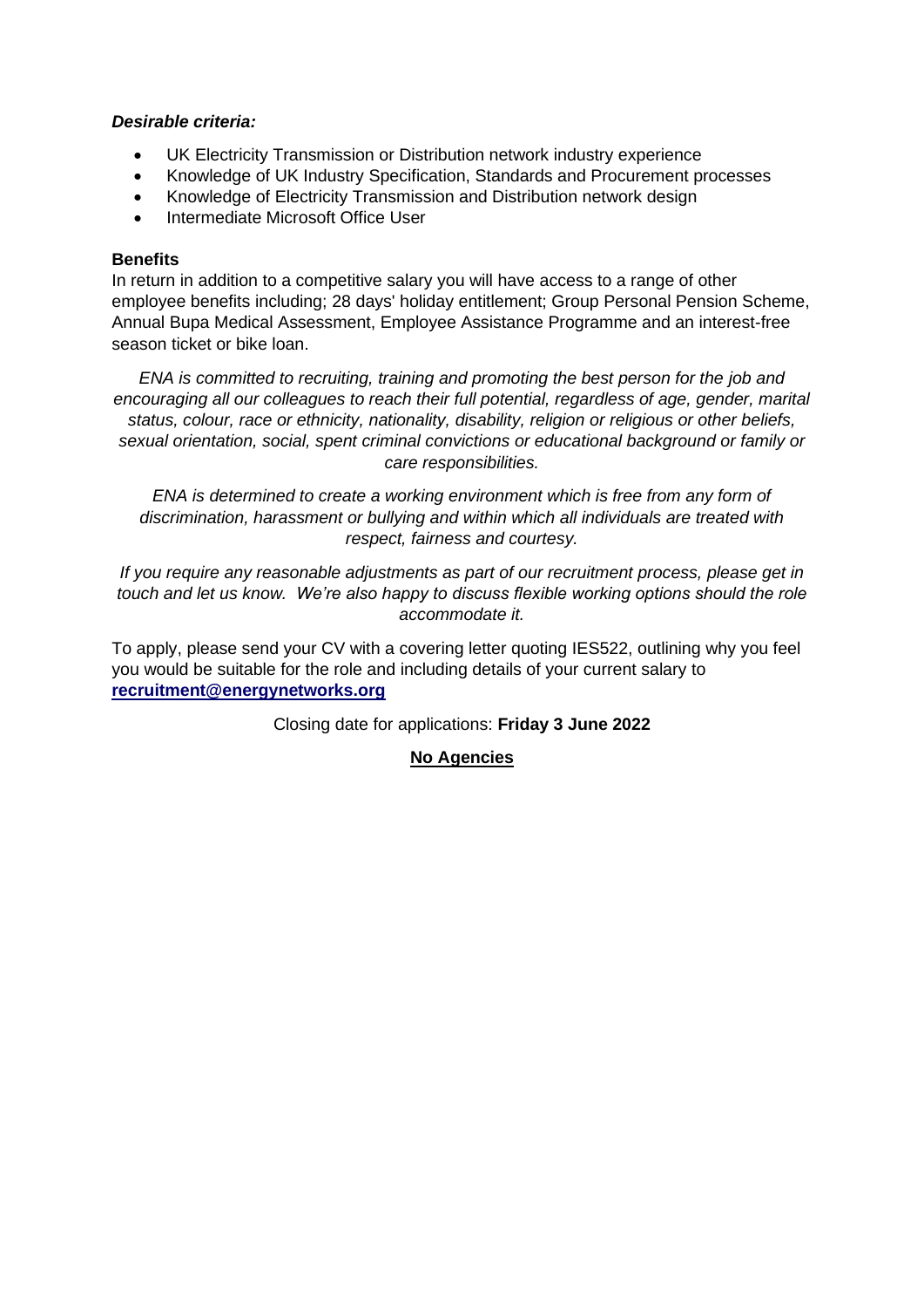***Desirable criteria:***

- UK Electricity Transmission or Distribution network industry experience
- Knowledge of UK Industry Specification, Standards and Procurement processes
- Knowledge of Electricity Transmission and Distribution network design
- Intermediate Microsoft Office User

**Benefits**

In return in addition to a competitive salary you will have access to a range of other employee benefits including; 28 days' holiday entitlement; Group Personal Pension Scheme, Annual Bupa Medical Assessment, Employee Assistance Programme and an interest-free season ticket or bike loan.

*ENA is committed to recruiting, training and promoting the best person for the job and encouraging all our colleagues to reach their full potential, regardless of age, gender, marital status, colour, race or ethnicity, nationality, disability, religion or religious or other beliefs, sexual orientation, social, spent criminal convictions or educational background or family or care responsibilities.*

*ENA is determined to create a working environment which is free from any form of discrimination, harassment or bullying and within which all individuals are treated with respect, fairness and courtesy.*

*If you require any reasonable adjustments as part of our recruitment process, please get in touch and let us know. We're also happy to discuss flexible working options should the role accommodate it.*

To apply, please send your CV with a covering letter quoting IES522, outlining why you feel you would be suitable for the role and including details of your current salary to **recruitment@energynetworks.org**

Closing date for applications: **Friday 3 June 2022**

**No Agencies**